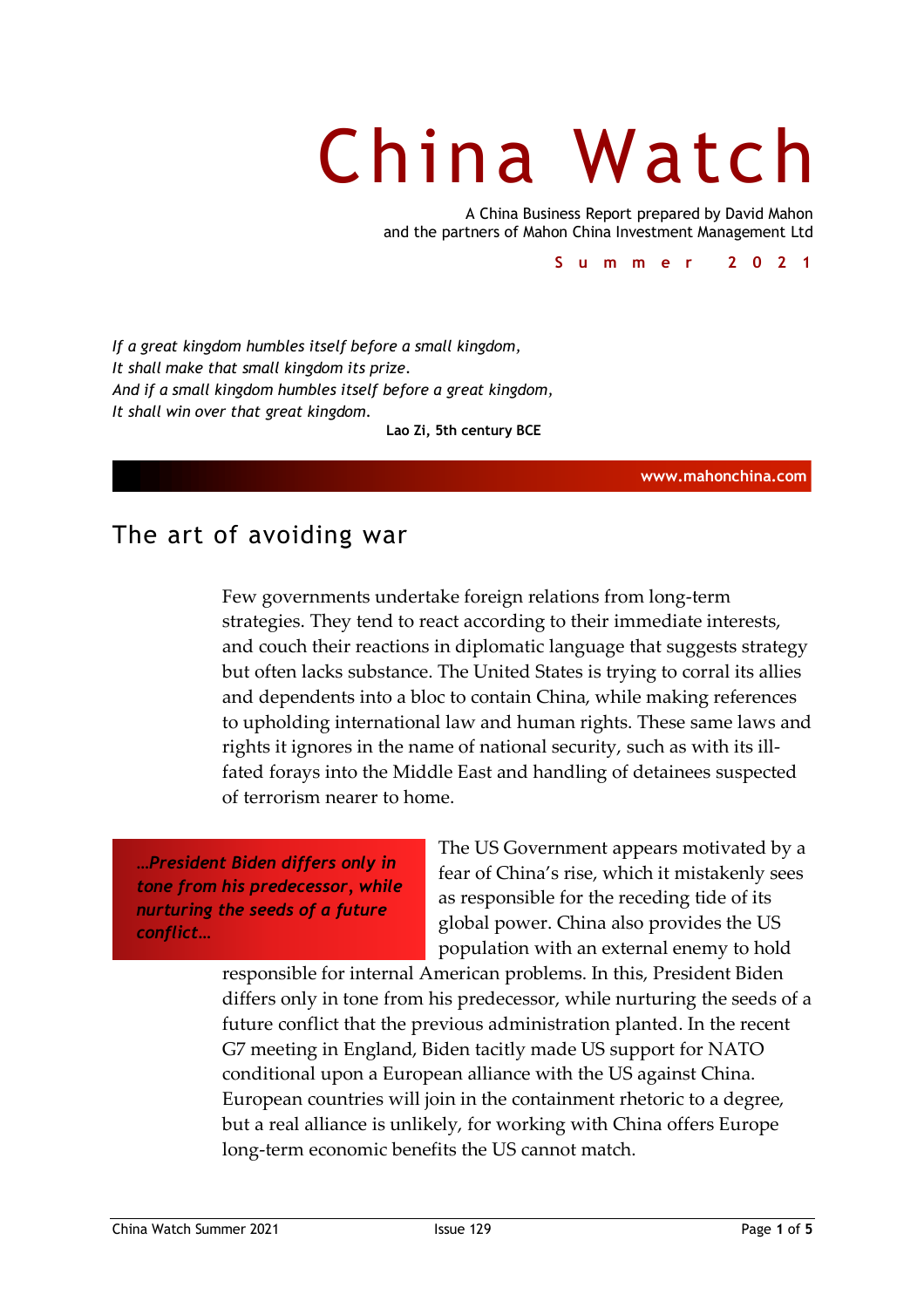# China Watch

A China Business Report prepared by David Mahon
and the partners of Mahon China Investment Management Ltd

**Summer 2021**

*If a great kingdom humbles itself before a small kingdom,*
*It shall make that small kingdom its prize.*
*And if a small kingdom humbles itself before a great kingdom,*
*It shall win over that great kingdom.*

**Lao Zi, 5th century BCE**

**www.mahonchina.com**

## The art of avoiding war

Few governments undertake foreign relations from long-term strategies. They tend to react according to their immediate interests, and couch their reactions in diplomatic language that suggests strategy but often lacks substance. The United States is trying to corral its allies and dependents into a bloc to contain China, while making references to upholding international law and human rights. These same laws and rights it ignores in the name of national security, such as with its ill-fated forays into the Middle East and handling of detainees suspected of terrorism nearer to home.

> ***…President Biden differs only in tone from his predecessor, while nurturing the seeds of a future conflict…***

The US Government appears motivated by a fear of China's rise, which it mistakenly sees as responsible for the receding tide of its global power. China also provides the US population with an external enemy to hold responsible for internal American problems. In this, President Biden differs only in tone from his predecessor, while nurturing the seeds of a future conflict that the previous administration planted. In the recent G7 meeting in England, Biden tacitly made US support for NATO conditional upon a European alliance with the US against China. European countries will join in the containment rhetoric to a degree, but a real alliance is unlikely, for working with China offers Europe long-term economic benefits the US cannot match.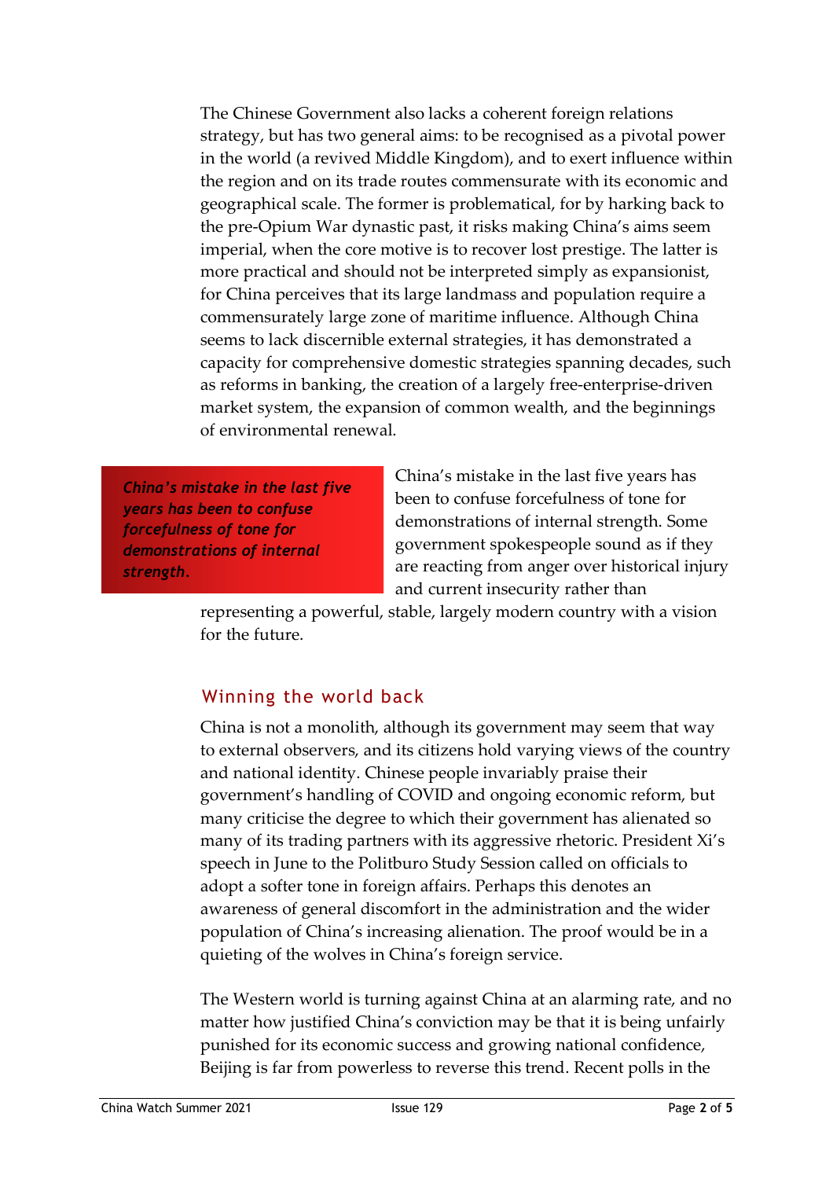The Chinese Government also lacks a coherent foreign relations strategy, but has two general aims: to be recognised as a pivotal power in the world (a revived Middle Kingdom), and to exert influence within the region and on its trade routes commensurate with its economic and geographical scale. The former is problematical, for by harking back to the pre-Opium War dynastic past, it risks making China's aims seem imperial, when the core motive is to recover lost prestige. The latter is more practical and should not be interpreted simply as expansionist, for China perceives that its large landmass and population require a commensurately large zone of maritime influence. Although China seems to lack discernible external strategies, it has demonstrated a capacity for comprehensive domestic strategies spanning decades, such as reforms in banking, the creation of a largely free-enterprise-driven market system, the expansion of common wealth, and the beginnings of environmental renewal.

> ***China's mistake in the last five years has been to confuse forcefulness of tone for demonstrations of internal strength.***

China's mistake in the last five years has been to confuse forcefulness of tone for demonstrations of internal strength. Some government spokespeople sound as if they are reacting from anger over historical injury and current insecurity rather than representing a powerful, stable, largely modern country with a vision for the future.

## Winning the world back

China is not a monolith, although its government may seem that way to external observers, and its citizens hold varying views of the country and national identity. Chinese people invariably praise their government's handling of COVID and ongoing economic reform, but many criticise the degree to which their government has alienated so many of its trading partners with its aggressive rhetoric. President Xi's speech in June to the Politburo Study Session called on officials to adopt a softer tone in foreign affairs. Perhaps this denotes an awareness of general discomfort in the administration and the wider population of China's increasing alienation. The proof would be in a quieting of the wolves in China's foreign service.

The Western world is turning against China at an alarming rate, and no matter how justified China's conviction may be that it is being unfairly punished for its economic success and growing national confidence, Beijing is far from powerless to reverse this trend. Recent polls in the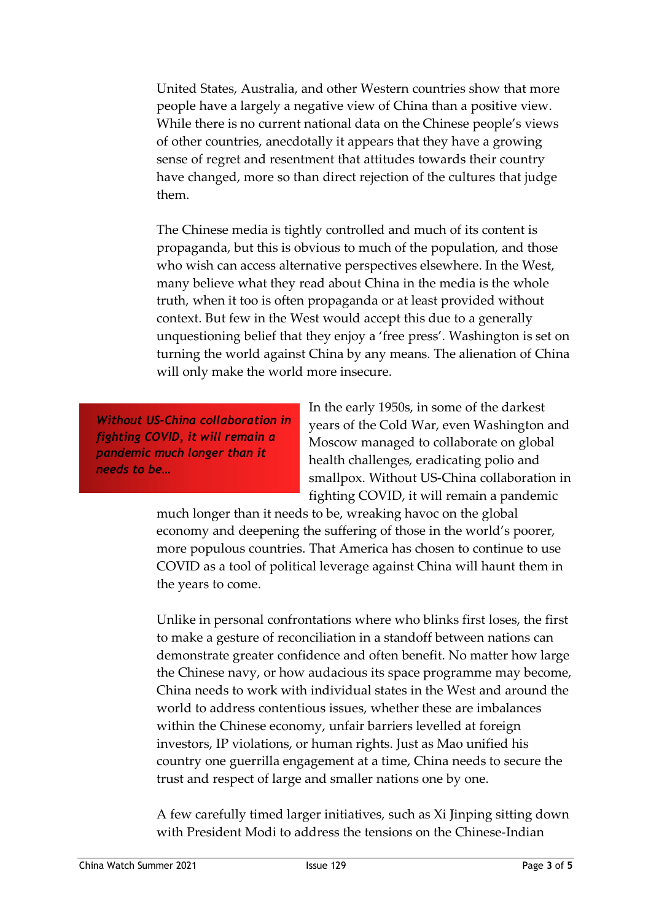United States, Australia, and other Western countries show that more people have a largely a negative view of China than a positive view. While there is no current national data on the Chinese people's views of other countries, anecdotally it appears that they have a growing sense of regret and resentment that attitudes towards their country have changed, more so than direct rejection of the cultures that judge them.

The Chinese media is tightly controlled and much of its content is propaganda, but this is obvious to much of the population, and those who wish can access alternative perspectives elsewhere. In the West, many believe what they read about China in the media is the whole truth, when it too is often propaganda or at least provided without context. But few in the West would accept this due to a generally unquestioning belief that they enjoy a 'free press'. Washington is set on turning the world against China by any means. The alienation of China will only make the world more insecure.

> ***Without US-China collaboration in fighting COVID, it will remain a pandemic much longer than it needs to be…***

In the early 1950s, in some of the darkest years of the Cold War, even Washington and Moscow managed to collaborate on global health challenges, eradicating polio and smallpox. Without US-China collaboration in fighting COVID, it will remain a pandemic much longer than it needs to be, wreaking havoc on the global economy and deepening the suffering of those in the world's poorer, more populous countries. That America has chosen to continue to use COVID as a tool of political leverage against China will haunt them in the years to come.

Unlike in personal confrontations where who blinks first loses, the first to make a gesture of reconciliation in a standoff between nations can demonstrate greater confidence and often benefit. No matter how large the Chinese navy, or how audacious its space programme may become, China needs to work with individual states in the West and around the world to address contentious issues, whether these are imbalances within the Chinese economy, unfair barriers levelled at foreign investors, IP violations, or human rights. Just as Mao unified his country one guerrilla engagement at a time, China needs to secure the trust and respect of large and smaller nations one by one.

A few carefully timed larger initiatives, such as Xi Jinping sitting down with President Modi to address the tensions on the Chinese-Indian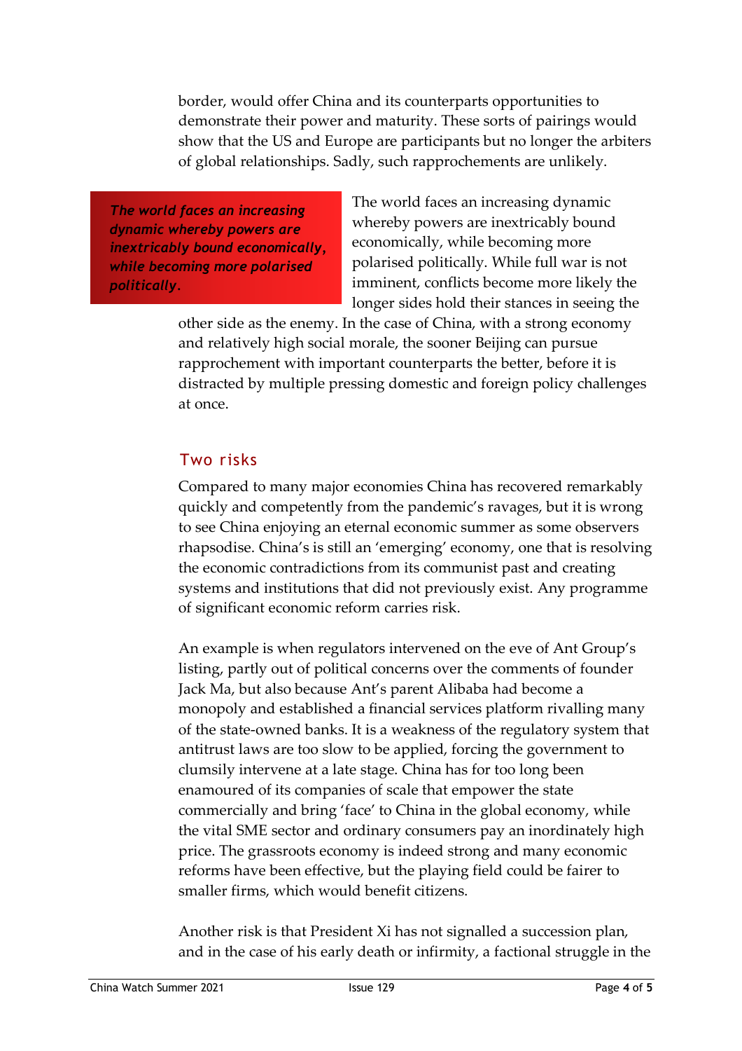border, would offer China and its counterparts opportunities to demonstrate their power and maturity. These sorts of pairings would show that the US and Europe are participants but no longer the arbiters of global relationships. Sadly, such rapprochements are unlikely.

> ***The world faces an increasing dynamic whereby powers are inextricably bound economically, while becoming more polarised politically.***

The world faces an increasing dynamic whereby powers are inextricably bound economically, while becoming more polarised politically. While full war is not imminent, conflicts become more likely the longer sides hold their stances in seeing the other side as the enemy. In the case of China, with a strong economy and relatively high social morale, the sooner Beijing can pursue rapprochement with important counterparts the better, before it is distracted by multiple pressing domestic and foreign policy challenges at once.

## Two risks

Compared to many major economies China has recovered remarkably quickly and competently from the pandemic's ravages, but it is wrong to see China enjoying an eternal economic summer as some observers rhapsodise. China's is still an 'emerging' economy, one that is resolving the economic contradictions from its communist past and creating systems and institutions that did not previously exist. Any programme of significant economic reform carries risk.

An example is when regulators intervened on the eve of Ant Group's listing, partly out of political concerns over the comments of founder Jack Ma, but also because Ant's parent Alibaba had become a monopoly and established a financial services platform rivalling many of the state-owned banks. It is a weakness of the regulatory system that antitrust laws are too slow to be applied, forcing the government to clumsily intervene at a late stage. China has for too long been enamoured of its companies of scale that empower the state commercially and bring 'face' to China in the global economy, while the vital SME sector and ordinary consumers pay an inordinately high price. The grassroots economy is indeed strong and many economic reforms have been effective, but the playing field could be fairer to smaller firms, which would benefit citizens.

Another risk is that President Xi has not signalled a succession plan, and in the case of his early death or infirmity, a factional struggle in the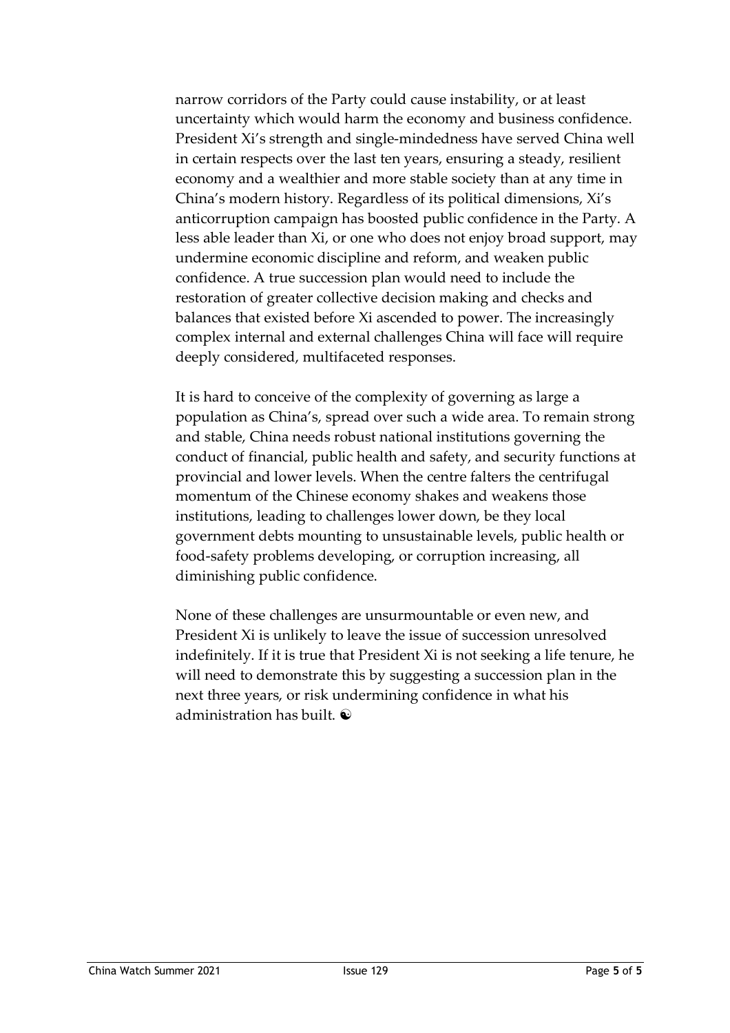narrow corridors of the Party could cause instability, or at least uncertainty which would harm the economy and business confidence. President Xi's strength and single-mindedness have served China well in certain respects over the last ten years, ensuring a steady, resilient economy and a wealthier and more stable society than at any time in China's modern history. Regardless of its political dimensions, Xi's anticorruption campaign has boosted public confidence in the Party. A less able leader than Xi, or one who does not enjoy broad support, may undermine economic discipline and reform, and weaken public confidence. A true succession plan would need to include the restoration of greater collective decision making and checks and balances that existed before Xi ascended to power. The increasingly complex internal and external challenges China will face will require deeply considered, multifaceted responses.

It is hard to conceive of the complexity of governing as large a population as China's, spread over such a wide area. To remain strong and stable, China needs robust national institutions governing the conduct of financial, public health and safety, and security functions at provincial and lower levels. When the centre falters the centrifugal momentum of the Chinese economy shakes and weakens those institutions, leading to challenges lower down, be they local government debts mounting to unsustainable levels, public health or food-safety problems developing, or corruption increasing, all diminishing public confidence.

None of these challenges are unsurmountable or even new, and President Xi is unlikely to leave the issue of succession unresolved indefinitely. If it is true that President Xi is not seeking a life tenure, he will need to demonstrate this by suggesting a succession plan in the next three years, or risk undermining confidence in what his administration has built. ☯